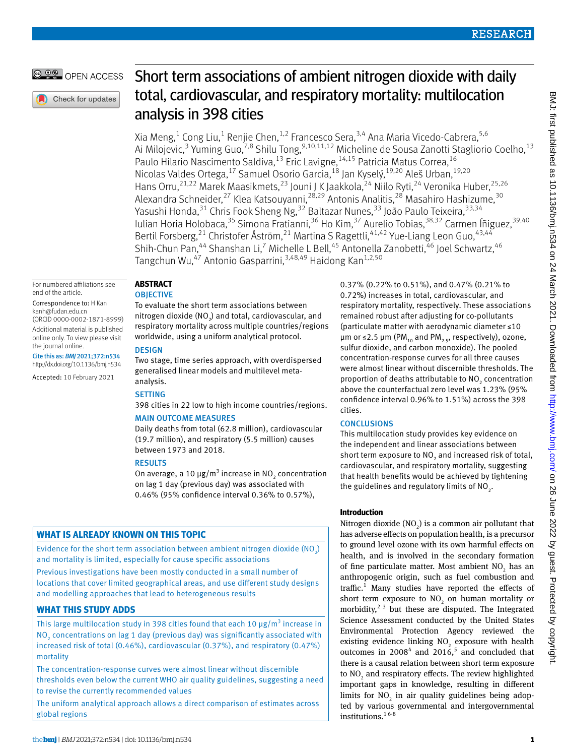# Short term associations of ambient nitrogen dioxide with daily total, cardiovascular, and respiratory mortality: multilocation analysis in 398 cities

Xia Meng,[1] Cong Liu,[1] Renjie Chen,[1,2] Francesco Sera,[3,4] Ana Maria Vicedo-Cabrera,[5,6] Ai Milojevic,[3] Yuming Guo,[7,8] Shilu Tong,[9,10,11,12] Micheline de Sousa Zanotti Stagliorio Coelho,[13] Paulo Hilario Nascimento Saldiva,[13] Eric Lavigne,[14,15] Patricia Matus Correa,[16] Nicolas Valdes Ortega,[17] Samuel Osorio Garcia,[18] Jan Kyselý,[19,20] Aleš Urban,[19,20] Hans Orru,[21,22] Marek Maasikmets,[23] Jouni J K Jaakkola,[24] Niilo Ryti,[24] Veronika Huber,[25,26] Alexandra Schneider,[27] Klea Katsouyanni,[28,29] Antonis Analitis,[28] Masahiro Hashizume,[30] Yasushi Honda,[31] Chris Fook Sheng Ng,[32] Baltazar Nunes,[33] João Paulo Teixeira,[33,34] Iulian Horia Holobaca,[35] Simona Fratianni,[36] Ho Kim,[37] Aurelio Tobias,[38,32] Carmen Íñiguez,[39,40] Bertil Forsberg,[21] Christofer Åström,[21] Martina S Ragettli,[41,42] Yue-Liang Leon Guo,[43,44] Shih-Chun Pan,[44] Shanshan Li,[7] Michelle L Bell,[45] Antonella Zanobetti,[46] Joel Schwartz,[46] Tangchun Wu,[47] Antonio Gasparrini,[3,48,49] Haidong Kan[1,2,50]

For numbered affiliations see end of the article.

Correspondence to: H Kan kanh@fudan.edu.cn (ORCID 0000-0002-1871-8999)

Additional material is published online only. To view please visit the journal online.

Cite this as: *BMJ* 2021;372:n534 http://dx.doi.org/10.1136/bmj.n534

Accepted: 10 February 2021

## ABSTRACT

### OBJECTIVE

To evaluate the short term associations between nitrogen dioxide ($NO_2$) and total, cardiovascular, and respiratory mortality across multiple countries/regions worldwide, using a uniform analytical protocol.

### DESIGN

Two stage, time series approach, with overdispersed generalised linear models and multilevel meta-analysis.

### SETTING

398 cities in 22 low to high income countries/regions.

### MAIN OUTCOME MEASURES

Daily deaths from total (62.8 million), cardiovascular (19.7 million), and respiratory (5.5 million) causes between 1973 and 2018.

### RESULTS

On average, a 10 μg/m$^3$ increase in $NO_2$ concentration on lag 1 day (previous day) was associated with 0.46% (95% confidence interval 0.36% to 0.57%), 0.37% (0.22% to 0.51%), and 0.47% (0.21% to 0.72%) increases in total, cardiovascular, and respiratory mortality, respectively. These associations remained robust after adjusting for co-pollutants (particulate matter with aerodynamic diameter ≤10 μm or ≤2.5 μm ($PM_{10}$ and $PM_{2.5}$, respectively), ozone, sulfur dioxide, and carbon monoxide). The pooled concentration-response curves for all three causes were almost linear without discernible thresholds. The proportion of deaths attributable to $NO_2$ concentration above the counterfactual zero level was 1.23% (95% confidence interval 0.96% to 1.51%) across the 398 cities.

### CONCLUSIONS

This multilocation study provides key evidence on the independent and linear associations between short term exposure to $NO_2$ and increased risk of total, cardiovascular, and respiratory mortality, suggesting that health benefits would be achieved by tightening the guidelines and regulatory limits of $NO_2$.

## WHAT IS ALREADY KNOWN ON THIS TOPIC

Evidence for the short term association between ambient nitrogen dioxide ($NO_2$) and mortality is limited, especially for cause specific associations

Previous investigations have been mostly conducted in a small number of locations that cover limited geographical areas, and use different study designs and modelling approaches that lead to heterogeneous results

## WHAT THIS STUDY ADDS

This large multilocation study in 398 cities found that each 10 μg/m$^3$ increase in $NO_2$ concentrations on lag 1 day (previous day) was significantly associated with increased risk of total (0.46%), cardiovascular (0.37%), and respiratory (0.47%) mortality

The concentration-response curves were almost linear without discernible thresholds even below the current WHO air quality guidelines, suggesting a need to revise the currently recommended values

The uniform analytical approach allows a direct comparison of estimates across global regions

## Introduction

Nitrogen dioxide ($NO_2$) is a common air pollutant that has adverse effects on population health, is a precursor to ground level ozone with its own harmful effects on health, and is involved in the secondary formation of fine particulate matter. Most ambient $NO_2$ has an anthropogenic origin, such as fuel combustion and traffic.[1] Many studies have reported the effects of short term exposure to $NO_2$ on human mortality or morbidity,[2,3] but these are disputed. The Integrated Science Assessment conducted by the United States Environmental Protection Agency reviewed the existing evidence linking $NO_2$ exposure with health outcomes in 2008[4] and 2016,[5] and concluded that there is a causal relation between short term exposure to $NO_2$ and respiratory effects. The review highlighted important gaps in knowledge, resulting in different limits for $NO_2$ in air quality guidelines being adopted by various governmental and intergovernmental institutions.[1,6-8]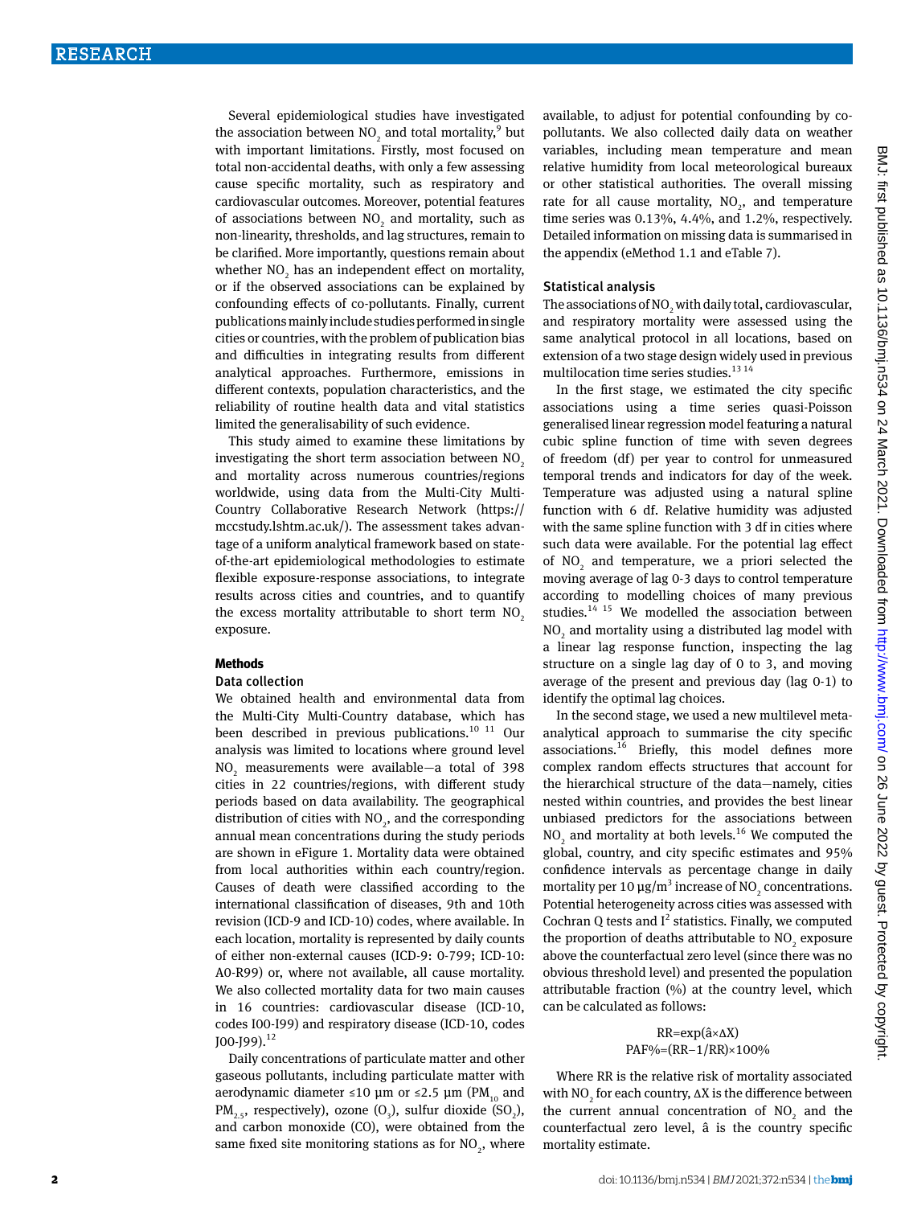Several epidemiological studies have investigated the association between $NO_2$ and total mortality,[9] but with important limitations. Firstly, most focused on total non-accidental deaths, with only a few assessing cause specific mortality, such as respiratory and cardiovascular outcomes. Moreover, potential features of associations between $NO_2$ and mortality, such as non-linearity, thresholds, and lag structures, remain to be clarified. More importantly, questions remain about whether $NO_2$ has an independent effect on mortality, or if the observed associations can be explained by confounding effects of co-pollutants. Finally, current publications mainly include studies performed in single cities or countries, with the problem of publication bias and difficulties in integrating results from different analytical approaches. Furthermore, emissions in different contexts, population characteristics, and the reliability of routine health data and vital statistics limited the generalisability of such evidence.

This study aimed to examine these limitations by investigating the short term association between $NO_2$ and mortality across numerous countries/regions worldwide, using data from the Multi-City Multi-Country Collaborative Research Network (https://mccstudy.lshtm.ac.uk/). The assessment takes advantage of a uniform analytical framework based on state-of-the-art epidemiological methodologies to estimate flexible exposure-response associations, to integrate results across cities and countries, and to quantify the excess mortality attributable to short term $NO_2$ exposure.

## Methods

### Data collection

We obtained health and environmental data from the Multi-City Multi-Country database, which has been described in previous publications.[10 11] Our analysis was limited to locations where ground level $NO_2$ measurements were available—a total of 398 cities in 22 countries/regions, with different study periods based on data availability. The geographical distribution of cities with $NO_2$, and the corresponding annual mean concentrations during the study periods are shown in eFigure 1. Mortality data were obtained from local authorities within each country/region. Causes of death were classified according to the international classification of diseases, 9th and 10th revision (ICD-9 and ICD-10) codes, where available. In each location, mortality is represented by daily counts of either non-external causes (ICD-9: 0-799; ICD-10: A0-R99) or, where not available, all cause mortality. We also collected mortality data for two main causes in 16 countries: cardiovascular disease (ICD-10, codes I00-I99) and respiratory disease (ICD-10, codes J00-J99).[12]

Daily concentrations of particulate matter and other gaseous pollutants, including particulate matter with aerodynamic diameter ≤10 μm or ≤2.5 μm ($PM_{10}$ and $PM_{2.5}$, respectively), ozone ($O_3$), sulfur dioxide ($SO_2$), and carbon monoxide (CO), were obtained from the same fixed site monitoring stations as for $NO_2$, where available, to adjust for potential confounding by co-pollutants. We also collected daily data on weather variables, including mean temperature and mean relative humidity from local meteorological bureaux or other statistical authorities. The overall missing rate for all cause mortality, $NO_2$, and temperature time series was 0.13%, 4.4%, and 1.2%, respectively. Detailed information on missing data is summarised in the appendix (eMethod 1.1 and eTable 7).

### Statistical analysis

The associations of $NO_2$ with daily total, cardiovascular, and respiratory mortality were assessed using the same analytical protocol in all locations, based on extension of a two stage design widely used in previous multilocation time series studies.[13 14]

In the first stage, we estimated the city specific associations using a time series quasi-Poisson generalised linear regression model featuring a natural cubic spline function of time with seven degrees of freedom (df) per year to control for unmeasured temporal trends and indicators for day of the week. Temperature was adjusted using a natural spline function with 6 df. Relative humidity was adjusted with the same spline function with 3 df in cities where such data were available. For the potential lag effect of $NO_2$ and temperature, we a priori selected the moving average of lag 0-3 days to control temperature according to modelling choices of many previous studies.[14 15] We modelled the association between $NO_2$ and mortality using a distributed lag model with a linear lag response function, inspecting the lag structure on a single lag day of 0 to 3, and moving average of the present and previous day (lag 0-1) to identify the optimal lag choices.

In the second stage, we used a new multilevel meta-analytical approach to summarise the city specific associations.[16] Briefly, this model defines more complex random effects structures that account for the hierarchical structure of the data—namely, cities nested within countries, and provides the best linear unbiased predictors for the associations between $NO_2$ and mortality at both levels.[16] We computed the global, country, and city specific estimates and 95% confidence intervals as percentage change in daily mortality per 10 $\mu g/m^3$ increase of $NO_2$ concentrations. Potential heterogeneity across cities was assessed with Cochran Q tests and $I^2$ statistics. Finally, we computed the proportion of deaths attributable to $NO_2$ exposure above the counterfactual zero level (since there was no obvious threshold level) and presented the population attributable fraction (%) at the country level, which can be calculated as follows:

$$RR=\exp(\hat{a}\times\Delta X)$$
$$PAF\%=(RR-1/RR)\times 100\%$$

Where RR is the relative risk of mortality associated with $NO_2$ for each country, $\Delta X$ is the difference between the current annual concentration of $NO_2$ and the counterfactual zero level, $\hat{a}$ is the country specific mortality estimate.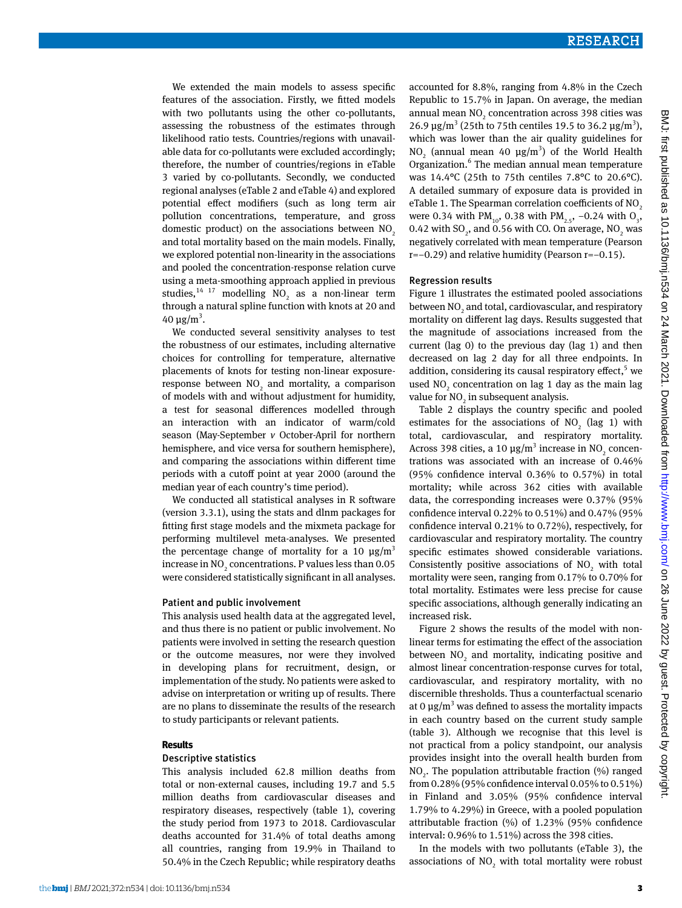We extended the main models to assess specific features of the association. Firstly, we fitted models with two pollutants using the other co-pollutants, assessing the robustness of the estimates through likelihood ratio tests. Countries/regions with unavailable data for co-pollutants were excluded accordingly; therefore, the number of countries/regions in eTable 3 varied by co-pollutants. Secondly, we conducted regional analyses (eTable 2 and eTable 4) and explored potential effect modifiers (such as long term air pollution concentrations, temperature, and gross domestic product) on the associations between $NO_2$ and total mortality based on the main models. Finally, we explored potential non-linearity in the associations and pooled the concentration-response relation curve using a meta-smoothing approach applied in previous studies,[14 17] modelling $NO_2$ as a non-linear term through a natural spline function with knots at 20 and 40 μg/$m^3$.

We conducted several sensitivity analyses to test the robustness of our estimates, including alternative choices for controlling for temperature, alternative placements of knots for testing non-linear exposure-response between $NO_2$ and mortality, a comparison of models with and without adjustment for humidity, a test for seasonal differences modelled through an interaction with an indicator of warm/cold season (May-September *v* October-April for northern hemisphere, and vice versa for southern hemisphere), and comparing the associations within different time periods with a cutoff point at year 2000 (around the median year of each country's time period).

We conducted all statistical analyses in R software (version 3.3.1), using the stats and dlnm packages for fitting first stage models and the mixmeta package for performing multilevel meta-analyses. We presented the percentage change of mortality for a 10 μg/$m^3$ increase in $NO_2$ concentrations. P values less than 0.05 were considered statistically significant in all analyses.

### Patient and public involvement

This analysis used health data at the aggregated level, and thus there is no patient or public involvement. No patients were involved in setting the research question or the outcome measures, nor were they involved in developing plans for recruitment, design, or implementation of the study. No patients were asked to advise on interpretation or writing up of results. There are no plans to disseminate the results of the research to study participants or relevant patients.

## Results

### Descriptive statistics

This analysis included 62.8 million deaths from total or non-external causes, including 19.7 and 5.5 million deaths from cardiovascular diseases and respiratory diseases, respectively (table 1), covering the study period from 1973 to 2018. Cardiovascular deaths accounted for 31.4% of total deaths among all countries, ranging from 19.9% in Thailand to 50.4% in the Czech Republic; while respiratory deaths accounted for 8.8%, ranging from 4.8% in the Czech Republic to 15.7% in Japan. On average, the median annual mean $NO_2$ concentration across 398 cities was 26.9 μg/$m^3$ (25th to 75th centiles 19.5 to 36.2 μg/$m^3$), which was lower than the air quality guidelines for $NO_2$ (annual mean 40 μg/$m^3$) of the World Health Organization.[6] The median annual mean temperature was 14.4°C (25th to 75th centiles 7.8°C to 20.6°C). A detailed summary of exposure data is provided in eTable 1. The Spearman correlation coefficients of $NO_2$ were 0.34 with $PM_{10}$, 0.38 with $PM_{2.5}$, −0.24 with $O_3$, 0.42 with $SO_2$, and 0.56 with CO. On average, $NO_2$ was negatively correlated with mean temperature (Pearson r=−0.29) and relative humidity (Pearson r=−0.15).

### Regression results

Figure 1 illustrates the estimated pooled associations between $NO_2$ and total, cardiovascular, and respiratory mortality on different lag days. Results suggested that the magnitude of associations increased from the current (lag 0) to the previous day (lag 1) and then decreased on lag 2 day for all three endpoints. In addition, considering its causal respiratory effect,[5] we used $NO_2$ concentration on lag 1 day as the main lag value for $NO_2$ in subsequent analysis.

Table 2 displays the country specific and pooled estimates for the associations of $NO_2$ (lag 1) with total, cardiovascular, and respiratory mortality. Across 398 cities, a 10 μg/$m^3$ increase in $NO_2$ concentrations was associated with an increase of 0.46% (95% confidence interval 0.36% to 0.57%) in total mortality; while across 362 cities with available data, the corresponding increases were 0.37% (95% confidence interval 0.22% to 0.51%) and 0.47% (95% confidence interval 0.21% to 0.72%), respectively, for cardiovascular and respiratory mortality. The country specific estimates showed considerable variations. Consistently positive associations of $NO_2$ with total mortality were seen, ranging from 0.17% to 0.70% for total mortality. Estimates were less precise for cause specific associations, although generally indicating an increased risk.

Figure 2 shows the results of the model with non-linear terms for estimating the effect of the association between $NO_2$ and mortality, indicating positive and almost linear concentration-response curves for total, cardiovascular, and respiratory mortality, with no discernible thresholds. Thus a counterfactual scenario at 0 μg/$m^3$ was defined to assess the mortality impacts in each country based on the current study sample (table 3). Although we recognise that this level is not practical from a policy standpoint, our analysis provides insight into the overall health burden from $NO_2$. The population attributable fraction (%) ranged from 0.28% (95% confidence interval 0.05% to 0.51%) in Finland and 3.05% (95% confidence interval 1.79% to 4.29%) in Greece, with a pooled population attributable fraction (%) of 1.23% (95% confidence interval: 0.96% to 1.51%) across the 398 cities.

In the models with two pollutants (eTable 3), the associations of $NO_2$ with total mortality were robust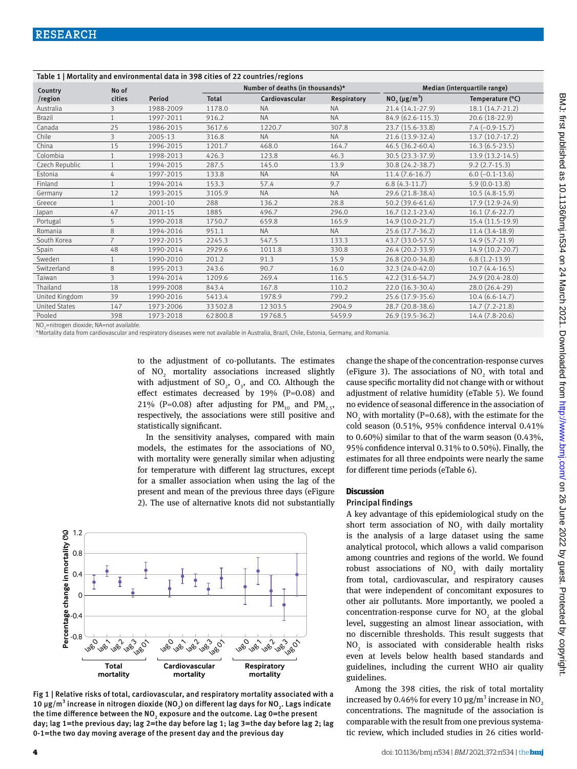**Table 1 | Mortality and environmental data in 398 cities of 22 countries/regions**

| Country /region | No of cities | Period | Number of deaths (in thousands)* | | | Median (interquartile range) | |
|---|---|---|---|---|---|---|---|
| | | | Total | Cardiovascular | Respiratory | $NO_2$ (µg/m$^3$) | Temperature (°C) |
| Australia | 3 | 1988-2009 | 1178.0 | NA | NA | 21.4 (14.1-27.9) | 18.1 (14.7-21.2) |
| Brazil | 1 | 1997-2011 | 916.2 | NA | NA | 84.9 (62.6-115.3) | 20.6 (18-22.9) |
| Canada | 25 | 1986-2015 | 3617.6 | 1220.7 | 307.8 | 23.7 (15.6-33.8) | 7.4 (−0.9-15.7) |
| Chile | 3 | 2005-13 | 316.8 | NA | NA | 21.6 (13.9-32.4) | 13.7 (10.7-17.2) |
| China | 15 | 1996-2015 | 1201.7 | 468.0 | 164.7 | 46.5 (36.2-60.4) | 16.3 (6.5-23.5) |
| Colombia | 1 | 1998-2013 | 426.3 | 123.8 | 46.3 | 30.5 (23.3-37.9) | 13.9 (13.2-14.5) |
| Czech Republic | 1 | 1994-2015 | 287.5 | 145.0 | 13.9 | 30.8 (24.2-38.7) | 9.2 (2.7-15.3) |
| Estonia | 4 | 1997-2015 | 133.8 | NA | NA | 11.4 (7.6-16.7) | 6.0 (−0.1-13.6) |
| Finland | 1 | 1994-2014 | 153.3 | 57.4 | 9.7 | 6.8 (4.3-11.7) | 5.9 (0.0-13.8) |
| Germany | 12 | 1993-2015 | 3105.9 | NA | NA | 29.6 (21.8-38.4) | 10.5 (4.8-15.9) |
| Greece | 1 | 2001-10 | 288 | 136.2 | 28.8 | 50.2 (39.6-61.6) | 17.9 (12.9-24.9) |
| Japan | 47 | 2011-15 | 1885 | 496.7 | 296.0 | 16.7 (12.1-23.4) | 16.1 (7.6-22.7) |
| Portugal | 5 | 1990-2018 | 1750.7 | 659.8 | 165.9 | 14.9 (10.0-21.7) | 15.4 (11.5-19.9) |
| Romania | 8 | 1994-2016 | 951.1 | NA | NA | 25.6 (17.7-36.2) | 11.4 (3.4-18.9) |
| South Korea | 7 | 1992-2015 | 2245.3 | 547.5 | 133.3 | 43.7 (33.0-57.5) | 14.9 (5.7-21.9) |
| Spain | 48 | 1990-2014 | 2929.6 | 1011.8 | 330.8 | 26.4 (20.2-33.9) | 14.9 (10.2-20.7) |
| Sweden | 1 | 1990-2010 | 201.2 | 91.3 | 15.9 | 26.8 (20.0-34.8) | 6.8 (1.2-13.9) |
| Switzerland | 8 | 1995-2013 | 243.6 | 90.7 | 16.0 | 32.3 (24.0-42.0) | 10.7 (4.4-16.5) |
| Taiwan | 3 | 1994-2014 | 1209.6 | 269.4 | 116.5 | 42.2 (31.6-54.7) | 24.9 (20.4-28.0) |
| Thailand | 18 | 1999-2008 | 843.4 | 167.8 | 110.2 | 22.0 (16.3-30.4) | 28.0 (26.4-29) |
| United Kingdom | 39 | 1990-2016 | 5413.4 | 1978.9 | 799.2 | 25.6 (17.9-35.6) | 10.4 (6.6-14.7) |
| United States | 147 | 1973-2006 | 33502.8 | 12303.5 | 2904.9 | 28.7 (20.8-38.6) | 14.7 (7.2-21.8) |
| Pooled | 398 | 1973-2018 | 62800.8 | 19768.5 | 5459.9 | 26.9 (19.5-36.2) | 14.4 (7.8-20.6) |

$NO_2$=nitrogen dioxide; NA=not available.
*Mortality data from cardiovascular and respiratory diseases were not available in Australia, Brazil, Chile, Estonia, Germany, and Romania.

to the adjustment of co-pollutants. The estimates of $NO_2$ mortality associations increased slightly with adjustment of $SO_2$, $O_3$, and CO. Although the effect estimates decreased by 19% (P=0.08) and 21% (P=0.08) after adjusting for $PM_{10}$ and $PM_{2.5}$, respectively, the associations were still positive and statistically significant.

In the sensitivity analyses, compared with main models, the estimates for the associations of $NO_2$ with mortality were generally similar when adjusting for temperature with different lag structures, except for a smaller association when using the lag of the present and mean of the previous three days (eFigure 2). The use of alternative knots did not substantially change the shape of the concentration-response curves (eFigure 3). The associations of $NO_2$ with total and cause specific mortality did not change with or without adjustment of relative humidity (eTable 5). We found no evidence of seasonal difference in the association of $NO_2$ with mortality (P=0.68), with the estimate for the cold season (0.51%, 95% confidence interval 0.41% to 0.60%) similar to that of the warm season (0.43%, 95% confidence interval 0.31% to 0.50%). Finally, the estimates for all three endpoints were nearly the same for different time periods (eTable 6).

Fig 1 | Relative risks of total, cardiovascular, and respiratory mortality associated with a 10 µg/m$^3$ increase in nitrogen dioxide ($NO_2$) on different lag days for $NO_2$. Lags indicate the time difference between the $NO_2$ exposure and the outcome. Lag 0=the present day; lag 1=the previous day; lag 2=the day before lag 1; lag 3=the day before lag 2; lag 0-1=the two day moving average of the present day and the previous day

## Discussion

### Principal findings

A key advantage of this epidemiological study on the short term association of $NO_2$ with daily mortality is the analysis of a large dataset using the same analytical protocol, which allows a valid comparison among countries and regions of the world. We found robust associations of $NO_2$ with daily mortality from total, cardiovascular, and respiratory causes that were independent of concomitant exposures to other air pollutants. More importantly, we pooled a concentration-response curve for $NO_2$ at the global level, suggesting an almost linear association, with no discernible thresholds. This result suggests that $NO_2$ is associated with considerable health risks even at levels below health based standards and guidelines, including the current WHO air quality guidelines.

Among the 398 cities, the risk of total mortality increased by 0.46% for every 10 µg/m$^3$ increase in $NO_2$ concentrations. The magnitude of the association is comparable with the result from one previous systematic review, which included studies in 26 cities world-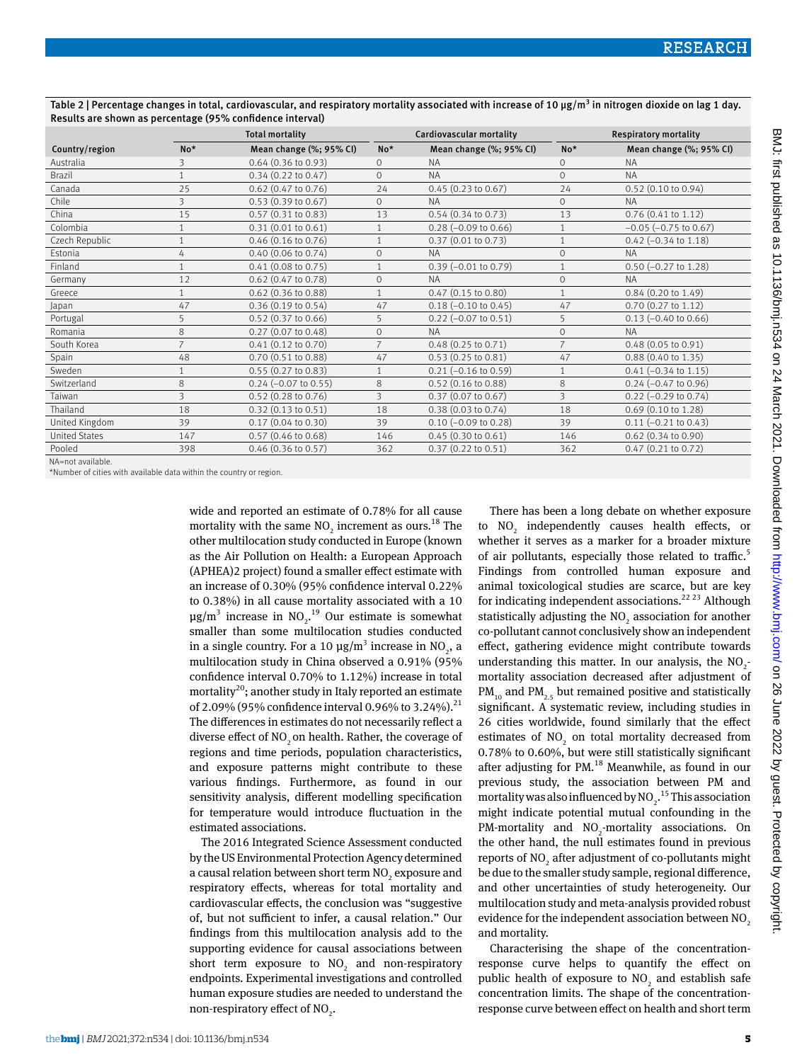Table 2 | Percentage changes in total, cardiovascular, and respiratory mortality associated with increase of 10 μg/m$^3$ in nitrogen dioxide on lag 1 day. Results are shown as percentage (95% confidence interval)

| | Total mortality | | Cardiovascular mortality | | Respiratory mortality | |
|---|---|---|---|---|---|---|
| Country/region | No* | Mean change (%; 95% CI) | No* | Mean change (%; 95% CI) | No* | Mean change (%; 95% CI) |
| Australia | 3 | 0.64 (0.36 to 0.93) | 0 | NA | 0 | NA |
| Brazil | 1 | 0.34 (0.22 to 0.47) | 0 | NA | 0 | NA |
| Canada | 25 | 0.62 (0.47 to 0.76) | 24 | 0.45 (0.23 to 0.67) | 24 | 0.52 (0.10 to 0.94) |
| Chile | 3 | 0.53 (0.39 to 0.67) | 0 | NA | 0 | NA |
| China | 15 | 0.57 (0.31 to 0.83) | 13 | 0.54 (0.34 to 0.73) | 13 | 0.76 (0.41 to 1.12) |
| Colombia | 1 | 0.31 (0.01 to 0.61) | 1 | 0.28 (−0.09 to 0.66) | 1 | −0.05 (−0.75 to 0.67) |
| Czech Republic | 1 | 0.46 (0.16 to 0.76) | 1 | 0.37 (0.01 to 0.73) | 1 | 0.42 (−0.34 to 1.18) |
| Estonia | 4 | 0.40 (0.06 to 0.74) | 0 | NA | 0 | NA |
| Finland | 1 | 0.41 (0.08 to 0.75) | 1 | 0.39 (−0.01 to 0.79) | 1 | 0.50 (−0.27 to 1.28) |
| Germany | 12 | 0.62 (0.47 to 0.78) | 0 | NA | 0 | NA |
| Greece | 1 | 0.62 (0.36 to 0.88) | 1 | 0.47 (0.15 to 0.80) | 1 | 0.84 (0.20 to 1.49) |
| Japan | 47 | 0.36 (0.19 to 0.54) | 47 | 0.18 (−0.10 to 0.45) | 47 | 0.70 (0.27 to 1.12) |
| Portugal | 5 | 0.52 (0.37 to 0.66) | 5 | 0.22 (−0.07 to 0.51) | 5 | 0.13 (−0.40 to 0.66) |
| Romania | 8 | 0.27 (0.07 to 0.48) | 0 | NA | 0 | NA |
| South Korea | 7 | 0.41 (0.12 to 0.70) | 7 | 0.48 (0.25 to 0.71) | 7 | 0.48 (0.05 to 0.91) |
| Spain | 48 | 0.70 (0.51 to 0.88) | 47 | 0.53 (0.25 to 0.81) | 47 | 0.88 (0.40 to 1.35) |
| Sweden | 1 | 0.55 (0.27 to 0.83) | 1 | 0.21 (−0.16 to 0.59) | 1 | 0.41 (−0.34 to 1.15) |
| Switzerland | 8 | 0.24 (−0.07 to 0.55) | 8 | 0.52 (0.16 to 0.88) | 8 | 0.24 (−0.47 to 0.96) |
| Taiwan | 3 | 0.52 (0.28 to 0.76) | 3 | 0.37 (0.07 to 0.67) | 3 | 0.22 (−0.29 to 0.74) |
| Thailand | 18 | 0.32 (0.13 to 0.51) | 18 | 0.38 (0.03 to 0.74) | 18 | 0.69 (0.10 to 1.28) |
| United Kingdom | 39 | 0.17 (0.04 to 0.30) | 39 | 0.10 (−0.09 to 0.28) | 39 | 0.11 (−0.21 to 0.43) |
| United States | 147 | 0.57 (0.46 to 0.68) | 146 | 0.45 (0.30 to 0.61) | 146 | 0.62 (0.34 to 0.90) |
| Pooled | 398 | 0.46 (0.36 to 0.57) | 362 | 0.37 (0.22 to 0.51) | 362 | 0.47 (0.21 to 0.72) |

NA=not available.
*Number of cities with available data within the country or region.

wide and reported an estimate of 0.78% for all cause mortality with the same $NO_2$ increment as ours.[18] The other multilocation study conducted in Europe (known as the Air Pollution on Health: a European Approach (APHEA)2 project) found a smaller effect estimate with an increase of 0.30% (95% confidence interval 0.22% to 0.38%) in all cause mortality associated with a 10 μg/m$^3$ increase in $NO_2$.[19] Our estimate is somewhat smaller than some multilocation studies conducted in a single country. For a 10 μg/m$^3$ increase in $NO_2$, a multilocation study in China observed a 0.91% (95% confidence interval 0.70% to 1.12%) increase in total mortality[20]; another study in Italy reported an estimate of 2.09% (95% confidence interval 0.96% to 3.24%).[21] The differences in estimates do not necessarily reflect a diverse effect of $NO_2$ on health. Rather, the coverage of regions and time periods, population characteristics, and exposure patterns might contribute to these various findings. Furthermore, as found in our sensitivity analysis, different modelling specification for temperature would introduce fluctuation in the estimated associations.

The 2016 Integrated Science Assessment conducted by the US Environmental Protection Agency determined a causal relation between short term $NO_2$ exposure and respiratory effects, whereas for total mortality and cardiovascular effects, the conclusion was "suggestive of, but not sufficient to infer, a causal relation." Our findings from this multilocation analysis add to the supporting evidence for causal associations between short term exposure to $NO_2$ and non-respiratory endpoints. Experimental investigations and controlled human exposure studies are needed to understand the non-respiratory effect of $NO_2$.

There has been a long debate on whether exposure to $NO_2$ independently causes health effects, or whether it serves as a marker for a broader mixture of air pollutants, especially those related to traffic.[5] Findings from controlled human exposure and animal toxicological studies are scarce, but are key for indicating independent associations.[22,23] Although statistically adjusting the $NO_2$ association for another co-pollutant cannot conclusively show an independent effect, gathering evidence might contribute towards understanding this matter. In our analysis, the $NO_2$-mortality association decreased after adjustment of $PM_{10}$ and $PM_{2.5}$ but remained positive and statistically significant. A systematic review, including studies in 26 cities worldwide, found similarly that the effect estimates of $NO_2$ on total mortality decreased from 0.78% to 0.60%, but were still statistically significant after adjusting for PM.[18] Meanwhile, as found in our previous study, the association between PM and mortality was also influenced by $NO_2$.[15] This association might indicate potential mutual confounding in the PM-mortality and $NO_2$-mortality associations. On the other hand, the null estimates found in previous reports of $NO_2$ after adjustment of co-pollutants might be due to the smaller study sample, regional difference, and other uncertainties of study heterogeneity. Our multilocation study and meta-analysis provided robust evidence for the independent association between $NO_2$ and mortality.

Characterising the shape of the concentration-response curve helps to quantify the effect on public health of exposure to $NO_2$ and establish safe concentration limits. The shape of the concentration-response curve between effect on health and short term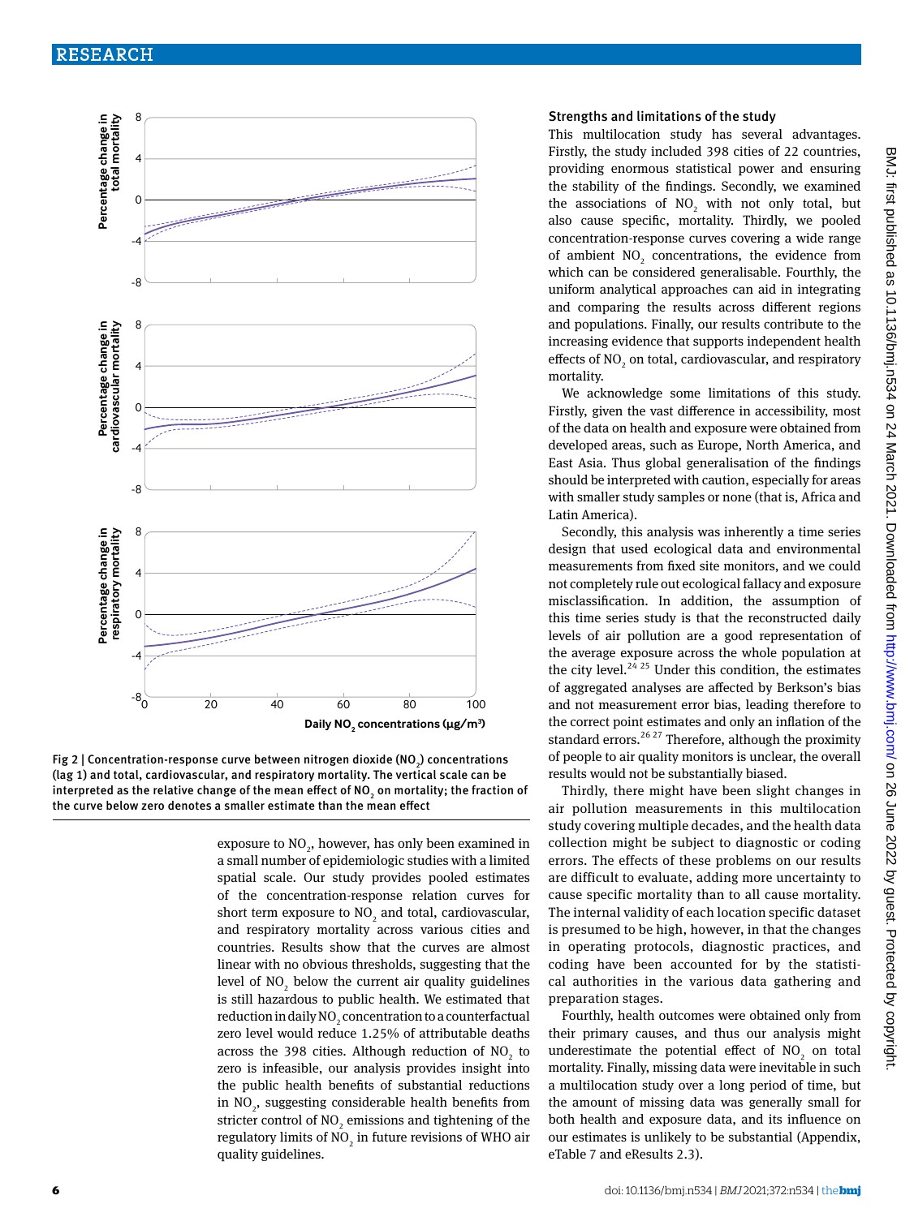Fig 2 | Concentration-response curve between nitrogen dioxide ($NO_2$) concentrations (lag 1) and total, cardiovascular, and respiratory mortality. The vertical scale can be interpreted as the relative change of the mean effect of $NO_2$ on mortality; the fraction of the curve below zero denotes a smaller estimate than the mean effect

exposure to $NO_2$, however, has only been examined in a small number of epidemiologic studies with a limited spatial scale. Our study provides pooled estimates of the concentration-response relation curves for short term exposure to $NO_2$ and total, cardiovascular, and respiratory mortality across various cities and countries. Results show that the curves are almost linear with no obvious thresholds, suggesting that the level of $NO_2$ below the current air quality guidelines is still hazardous to public health. We estimated that reduction in daily $NO_2$ concentration to a counterfactual zero level would reduce 1.25% of attributable deaths across the 398 cities. Although reduction of $NO_2$ to zero is infeasible, our analysis provides insight into the public health benefits of substantial reductions in $NO_2$, suggesting considerable health benefits from stricter control of $NO_2$ emissions and tightening of the regulatory limits of $NO_2$ in future revisions of WHO air quality guidelines.

### Strengths and limitations of the study

This multilocation study has several advantages. Firstly, the study included 398 cities of 22 countries, providing enormous statistical power and ensuring the stability of the findings. Secondly, we examined the associations of $NO_2$ with not only total, but also cause specific, mortality. Thirdly, we pooled concentration-response curves covering a wide range of ambient $NO_2$ concentrations, the evidence from which can be considered generalisable. Fourthly, the uniform analytical approaches can aid in integrating and comparing the results across different regions and populations. Finally, our results contribute to the increasing evidence that supports independent health effects of $NO_2$ on total, cardiovascular, and respiratory mortality.

We acknowledge some limitations of this study. Firstly, given the vast difference in accessibility, most of the data on health and exposure were obtained from developed areas, such as Europe, North America, and East Asia. Thus global generalisation of the findings should be interpreted with caution, especially for areas with smaller study samples or none (that is, Africa and Latin America).

Secondly, this analysis was inherently a time series design that used ecological data and environmental measurements from fixed site monitors, and we could not completely rule out ecological fallacy and exposure misclassification. In addition, the assumption of this time series study is that the reconstructed daily levels of air pollution are a good representation of the average exposure across the whole population at the city level.[24,25] Under this condition, the estimates of aggregated analyses are affected by Berkson's bias and not measurement error bias, leading therefore to the correct point estimates and only an inflation of the standard errors.[26,27] Therefore, although the proximity of people to air quality monitors is unclear, the overall results would not be substantially biased.

Thirdly, there might have been slight changes in air pollution measurements in this multilocation study covering multiple decades, and the health data collection might be subject to diagnostic or coding errors. The effects of these problems on our results are difficult to evaluate, adding more uncertainty to cause specific mortality than to all cause mortality. The internal validity of each location specific dataset is presumed to be high, however, in that the changes in operating protocols, diagnostic practices, and coding have been accounted for by the statistical authorities in the various data gathering and preparation stages.

Fourthly, health outcomes were obtained only from their primary causes, and thus our analysis might underestimate the potential effect of $NO_2$ on total mortality. Finally, missing data were inevitable in such a multilocation study over a long period of time, but the amount of missing data was generally small for both health and exposure data, and its influence on our estimates is unlikely to be substantial (Appendix, eTable 7 and eResults 2.3).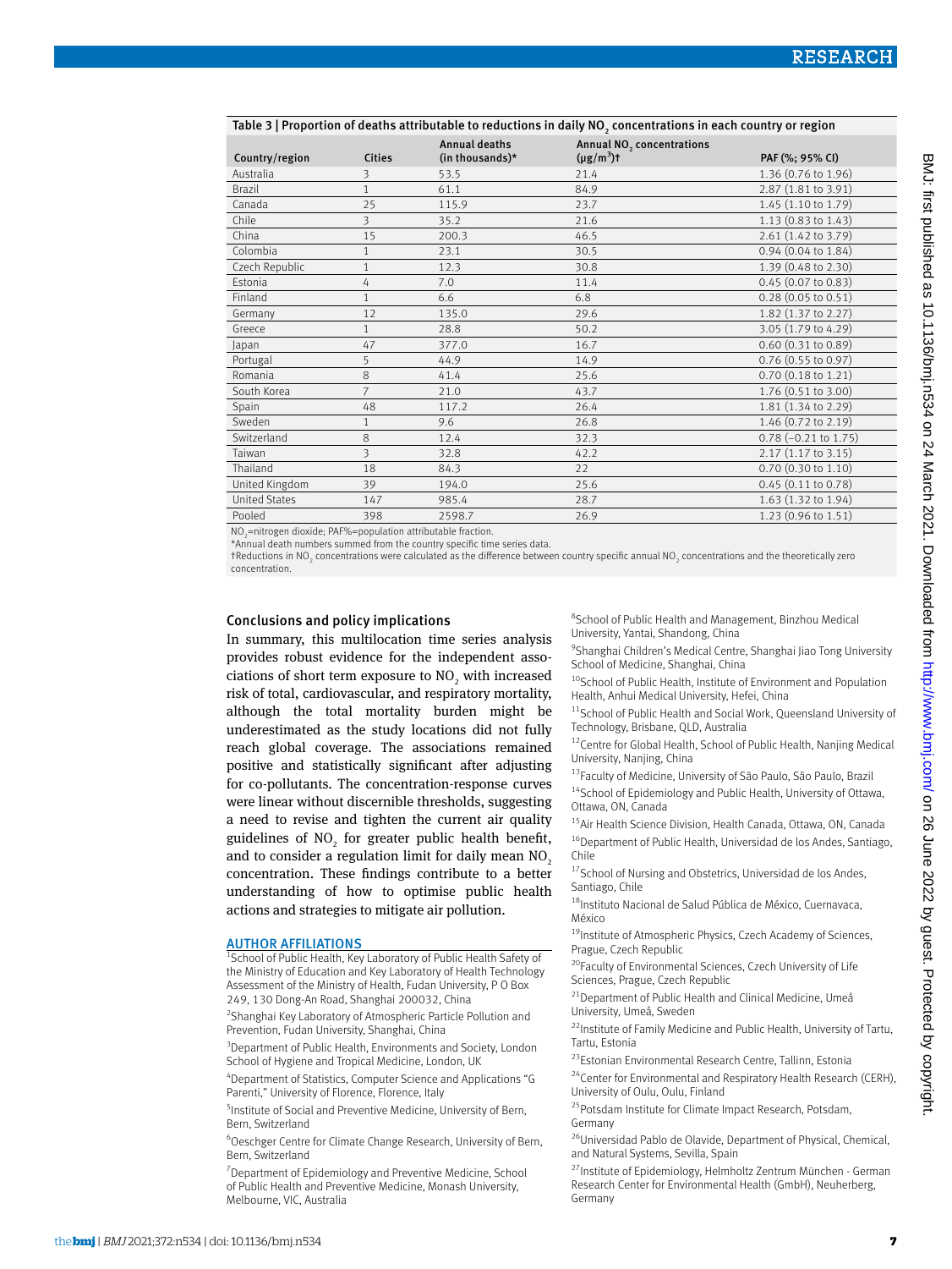Table 3 | Proportion of deaths attributable to reductions in daily $NO_2$ concentrations in each country or region

| Country/region | Cities | Annual deaths (in thousands)* | Annual $NO_2$ concentrations ($\mu g/m^3$)† | PAF (%; 95% CI) |
|---|---|---|---|---|
| Australia | 3 | 53.5 | 21.4 | 1.36 (0.76 to 1.96) |
| Brazil | 1 | 61.1 | 84.9 | 2.87 (1.81 to 3.91) |
| Canada | 25 | 115.9 | 23.7 | 1.45 (1.10 to 1.79) |
| Chile | 3 | 35.2 | 21.6 | 1.13 (0.83 to 1.43) |
| China | 15 | 200.3 | 46.5 | 2.61 (1.42 to 3.79) |
| Colombia | 1 | 23.1 | 30.5 | 0.94 (0.04 to 1.84) |
| Czech Republic | 1 | 12.3 | 30.8 | 1.39 (0.48 to 2.30) |
| Estonia | 4 | 7.0 | 11.4 | 0.45 (0.07 to 0.83) |
| Finland | 1 | 6.6 | 6.8 | 0.28 (0.05 to 0.51) |
| Germany | 12 | 135.0 | 29.6 | 1.82 (1.37 to 2.27) |
| Greece | 1 | 28.8 | 50.2 | 3.05 (1.79 to 4.29) |
| Japan | 47 | 377.0 | 16.7 | 0.60 (0.31 to 0.89) |
| Portugal | 5 | 44.9 | 14.9 | 0.76 (0.55 to 0.97) |
| Romania | 8 | 41.4 | 25.6 | 0.70 (0.18 to 1.21) |
| South Korea | 7 | 21.0 | 43.7 | 1.76 (0.51 to 3.00) |
| Spain | 48 | 117.2 | 26.4 | 1.81 (1.34 to 2.29) |
| Sweden | 1 | 9.6 | 26.8 | 1.46 (0.72 to 2.19) |
| Switzerland | 8 | 12.4 | 32.3 | 0.78 (−0.21 to 1.75) |
| Taiwan | 3 | 32.8 | 42.2 | 2.17 (1.17 to 3.15) |
| Thailand | 18 | 84.3 | 22 | 0.70 (0.30 to 1.10) |
| United Kingdom | 39 | 194.0 | 25.6 | 0.45 (0.11 to 0.78) |
| United States | 147 | 985.4 | 28.7 | 1.63 (1.32 to 1.94) |
| Pooled | 398 | 2598.7 | 26.9 | 1.23 (0.96 to 1.51) |

$NO_2$=nitrogen dioxide; PAF%=population attributable fraction.
*Annual death numbers summed from the country specific time series data.
†Reductions in $NO_2$ concentrations were calculated as the difference between country specific annual $NO_2$ concentrations and the theoretically zero concentration.

## Conclusions and policy implications

In summary, this multilocation time series analysis provides robust evidence for the independent associations of short term exposure to $NO_2$ with increased risk of total, cardiovascular, and respiratory mortality, although the total mortality burden might be underestimated as the study locations did not fully reach global coverage. The associations remained positive and statistically significant after adjusting for co-pollutants. The concentration-response curves were linear without discernible thresholds, suggesting a need to revise and tighten the current air quality guidelines of $NO_2$ for greater public health benefit, and to consider a regulation limit for daily mean $NO_2$ concentration. These findings contribute to a better understanding of how to optimise public health actions and strategies to mitigate air pollution.

### AUTHOR AFFILIATIONS

[1]School of Public Health, Key Laboratory of Public Health Safety of the Ministry of Education and Key Laboratory of Health Technology Assessment of the Ministry of Health, Fudan University, P O Box 249, 130 Dong-An Road, Shanghai 200032, China

[2]Shanghai Key Laboratory of Atmospheric Particle Pollution and Prevention, Fudan University, Shanghai, China

[3]Department of Public Health, Environments and Society, London School of Hygiene and Tropical Medicine, London, UK

[4]Department of Statistics, Computer Science and Applications "G Parenti," University of Florence, Florence, Italy

[5]Institute of Social and Preventive Medicine, University of Bern, Bern, Switzerland

[6]Oeschger Centre for Climate Change Research, University of Bern, Bern, Switzerland

[7]Department of Epidemiology and Preventive Medicine, School of Public Health and Preventive Medicine, Monash University, Melbourne, VIC, Australia

[8]School of Public Health and Management, Binzhou Medical University, Yantai, Shandong, China

[9]Shanghai Children's Medical Centre, Shanghai Jiao Tong University School of Medicine, Shanghai, China

[10]School of Public Health, Institute of Environment and Population Health, Anhui Medical University, Hefei, China

[11]School of Public Health and Social Work, Queensland University of Technology, Brisbane, QLD, Australia

[12]Centre for Global Health, School of Public Health, Nanjing Medical University, Nanjing, China

[13]Faculty of Medicine, University of São Paulo, São Paulo, Brazil

[14]School of Epidemiology and Public Health, University of Ottawa, Ottawa, ON, Canada

[15]Air Health Science Division, Health Canada, Ottawa, ON, Canada

[16]Department of Public Health, Universidad de los Andes, Santiago, Chile

[17]School of Nursing and Obstetrics, Universidad de los Andes, Santiago, Chile

[18]Instituto Nacional de Salud Pública de México, Cuernavaca, México

[19]Institute of Atmospheric Physics, Czech Academy of Sciences, Prague, Czech Republic

[20]Faculty of Environmental Sciences, Czech University of Life Sciences, Prague, Czech Republic

[21]Department of Public Health and Clinical Medicine, Umeå University, Umeå, Sweden

[22]Institute of Family Medicine and Public Health, University of Tartu, Tartu, Estonia

[23]Estonian Environmental Research Centre, Tallinn, Estonia

[24]Center for Environmental and Respiratory Health Research (CERH), University of Oulu, Oulu, Finland

[25]Potsdam Institute for Climate Impact Research, Potsdam, Germany

[26]Universidad Pablo de Olavide, Department of Physical, Chemical, and Natural Systems, Sevilla, Spain

[27]Institute of Epidemiology, Helmholtz Zentrum München - German Research Center for Environmental Health (GmbH), Neuherberg, Germany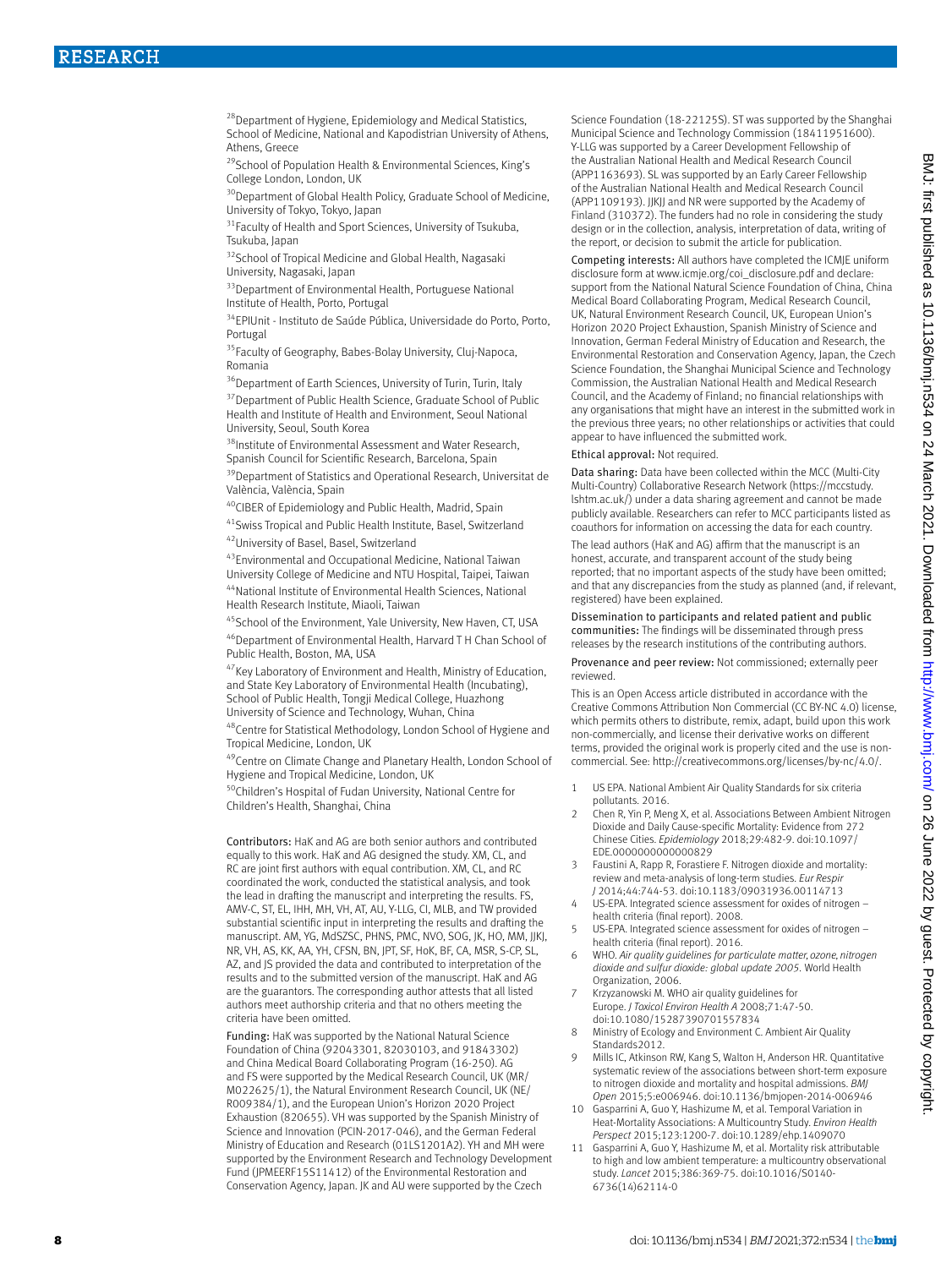[28]Department of Hygiene, Epidemiology and Medical Statistics, School of Medicine, National and Kapodistrian University of Athens, Athens, Greece

[29]School of Population Health & Environmental Sciences, King's College London, London, UK

[30]Department of Global Health Policy, Graduate School of Medicine, University of Tokyo, Tokyo, Japan

[31]Faculty of Health and Sport Sciences, University of Tsukuba, Tsukuba, Japan

[32]School of Tropical Medicine and Global Health, Nagasaki University, Nagasaki, Japan

[33]Department of Environmental Health, Portuguese National Institute of Health, Porto, Portugal

[34]EPIUnit - Instituto de Saúde Pública, Universidade do Porto, Porto, Portugal

[35]Faculty of Geography, Babes-Bolay University, Cluj-Napoca, Romania

[36]Department of Earth Sciences, University of Turin, Turin, Italy

[37]Department of Public Health Science, Graduate School of Public Health and Institute of Health and Environment, Seoul National University, Seoul, South Korea

[38]Institute of Environmental Assessment and Water Research, Spanish Council for Scientific Research, Barcelona, Spain

[39]Department of Statistics and Operational Research, Universitat de València, València, Spain

[40]CIBER of Epidemiology and Public Health, Madrid, Spain

[41]Swiss Tropical and Public Health Institute, Basel, Switzerland

[42]University of Basel, Basel, Switzerland

[43]Environmental and Occupational Medicine, National Taiwan University College of Medicine and NTU Hospital, Taipei, Taiwan

[44]National Institute of Environmental Health Sciences, National Health Research Institute, Miaoli, Taiwan

[45]School of the Environment, Yale University, New Haven, CT, USA

[46]Department of Environmental Health, Harvard T H Chan School of Public Health, Boston, MA, USA

[47]Key Laboratory of Environment and Health, Ministry of Education, and State Key Laboratory of Environmental Health (Incubating), School of Public Health, Tongji Medical College, Huazhong University of Science and Technology, Wuhan, China

[48]Centre for Statistical Methodology, London School of Hygiene and Tropical Medicine, London, UK

[49]Centre on Climate Change and Planetary Health, London School of Hygiene and Tropical Medicine, London, UK

[50]Children's Hospital of Fudan University, National Centre for Children's Health, Shanghai, China

Contributors: HaK and AG are both senior authors and contributed equally to this work. HaK and AG designed the study. XM, CL, and RC are joint first authors with equal contribution. XM, CL, and RC coordinated the work, conducted the statistical analysis, and took the lead in drafting the manuscript and interpreting the results. FS, AMV-C, ST, EL, IHH, MH, VH, AT, AU, Y-LLG, CI, MLB, and TW provided substantial scientific input in interpreting the results and drafting the manuscript. AM, YG, MdSZSC, PHNS, PMC, NVO, SOG, JK, HO, MM, JJKJ, NR, VH, AS, KK, AA, YH, CFSN, BN, JPT, SF, HoK, BF, CA, MSR, S-CP, SL, AZ, and JS provided the data and contributed to interpretation of the results and to the submitted version of the manuscript. HaK and AG are the guarantors. The corresponding author attests that all listed authors meet authorship criteria and that no others meeting the criteria have been omitted.

Funding: HaK was supported by the National Natural Science Foundation of China (92043301, 82030103, and 91843302) and China Medical Board Collaborating Program (16-250). AG and FS were supported by the Medical Research Council, UK (MR/M022625/1), the Natural Environment Research Council, UK (NE/R009384/1), and the European Union's Horizon 2020 Project Exhaustion (820655). VH was supported by the Spanish Ministry of Science and Innovation (PCIN-2017-046), and the German Federal Ministry of Education and Research (01LS1201A2). YH and MH were supported by the Environment Research and Technology Development Fund (JPMEERF15S11412) of the Environmental Restoration and Conservation Agency, Japan. JK and AU were supported by the Czech Science Foundation (18-22125S). ST was supported by the Shanghai Municipal Science and Technology Commission (18411951600). Y-LLG was supported by a Career Development Fellowship of the Australian National Health and Medical Research Council (APP1163693). SL was supported by an Early Career Fellowship of the Australian National Health and Medical Research Council (APP1109193). JJKJ and NR were supported by the Academy of Finland (310372). The funders had no role in considering the study design or in the collection, analysis, interpretation of data, writing of the report, or decision to submit the article for publication.

Competing interests: All authors have completed the ICMJE uniform disclosure form at www.icmje.org/coi_disclosure.pdf and declare: support from the National Natural Science Foundation of China, China Medical Board Collaborating Program, Medical Research Council, UK, Natural Environment Research Council, UK, European Union's Horizon 2020 Project Exhaustion, Spanish Ministry of Science and Innovation, German Federal Ministry of Education and Research, the Environmental Restoration and Conservation Agency, Japan, the Czech Science Foundation, the Shanghai Municipal Science and Technology Commission, the Australian National Health and Medical Research Council, and the Academy of Finland; no financial relationships with any organisations that might have an interest in the submitted work in the previous three years; no other relationships or activities that could appear to have influenced the submitted work.

Ethical approval: Not required.

Data sharing: Data have been collected within the MCC (Multi-City Multi-Country) Collaborative Research Network (https://mccstudy.lshtm.ac.uk/) under a data sharing agreement and cannot be made publicly available. Researchers can refer to MCC participants listed as coauthors for information on accessing the data for each country.

The lead authors (HaK and AG) affirm that the manuscript is an honest, accurate, and transparent account of the study being reported; that no important aspects of the study have been omitted; and that any discrepancies from the study as planned (and, if relevant, registered) have been explained.

Dissemination to participants and related patient and public communities: The findings will be disseminated through press releases by the research institutions of the contributing authors.

Provenance and peer review: Not commissioned; externally peer reviewed.

This is an Open Access article distributed in accordance with the Creative Commons Attribution Non Commercial (CC BY-NC 4.0) license, which permits others to distribute, remix, adapt, build upon this work non-commercially, and license their derivative works on different terms, provided the original work is properly cited and the use is non-commercial. See: http://creativecommons.org/licenses/by-nc/4.0/.

1. US EPA. National Ambient Air Quality Standards for six criteria pollutants. 2016.
2. Chen R, Yin P, Meng X, et al. Associations Between Ambient Nitrogen Dioxide and Daily Cause-specific Mortality: Evidence from 272 Chinese Cities. *Epidemiology* 2018;29:482-9. doi:10.1097/EDE.0000000000000829
3. Faustini A, Rapp R, Forastiere F. Nitrogen dioxide and mortality: review and meta-analysis of long-term studies. *Eur Respir J* 2014;44:744-53. doi:10.1183/09031936.00114713
4. US-EPA. Integrated science assessment for oxides of nitrogen – health criteria (final report). 2008.
5. US-EPA. Integrated science assessment for oxides of nitrogen – health criteria (final report). 2016.
6. WHO. *Air quality guidelines for particulate matter, ozone, nitrogen dioxide and sulfur dioxide: global update 2005*. World Health Organization, 2006.
7. Krzyzanowski M. WHO air quality guidelines for Europe. *J Toxicol Environ Health A* 2008;71:47-50. doi:10.1080/15287390701557834
8. Ministry of Ecology and Environment C. Ambient Air Quality Standards2012.
9. Mills IC, Atkinson RW, Kang S, Walton H, Anderson HR. Quantitative systematic review of the associations between short-term exposure to nitrogen dioxide and mortality and hospital admissions. *BMJ Open* 2015;5:e006946. doi:10.1136/bmjopen-2014-006946
10. Gasparrini A, Guo Y, Hashizume M, et al. Temporal Variation in Heat-Mortality Associations: A Multicountry Study. *Environ Health Perspect* 2015;123:1200-7. doi:10.1289/ehp.1409070
11. Gasparrini A, Guo Y, Hashizume M, et al. Mortality risk attributable to high and low ambient temperature: a multicountry observational study. *Lancet* 2015;386:369-75. doi:10.1016/S0140-6736(14)62114-0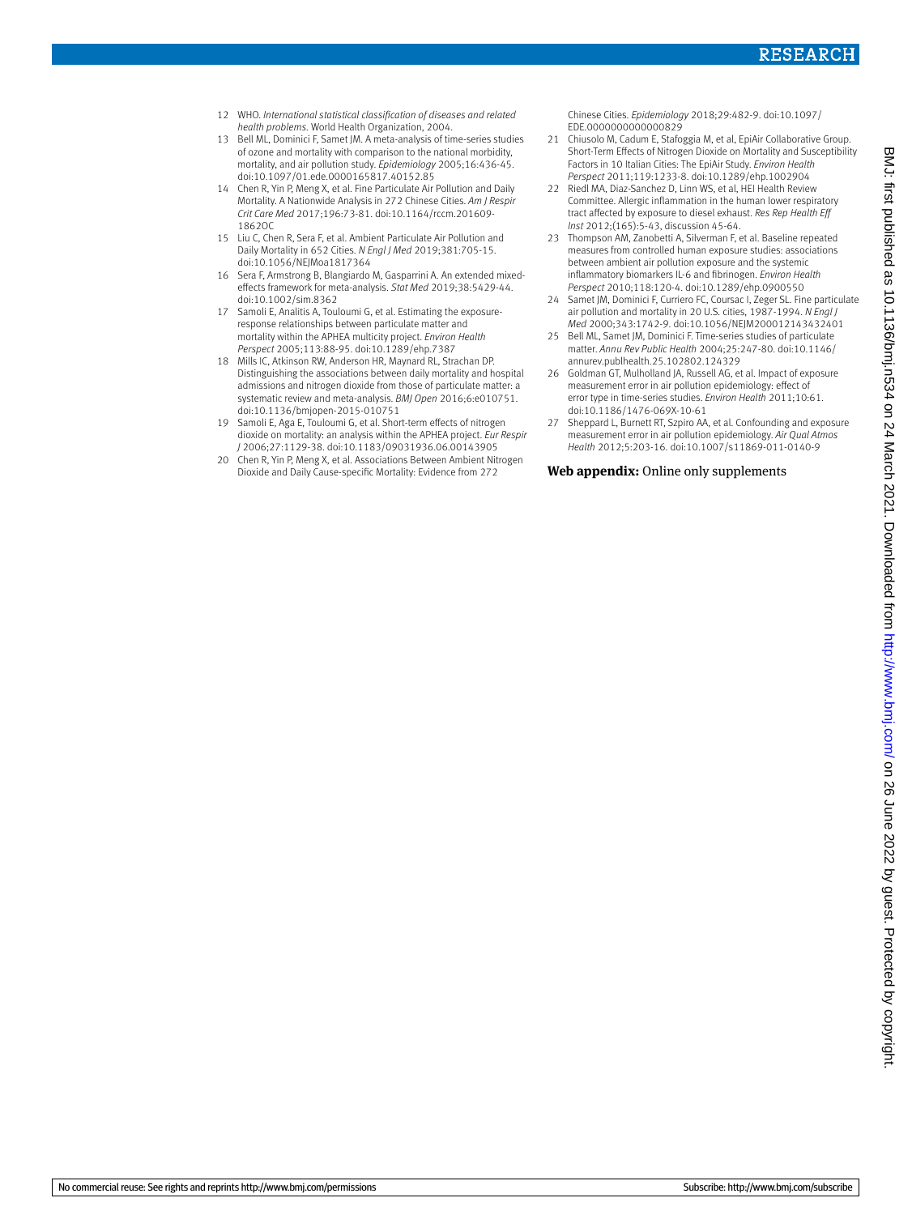12 WHO. *International statistical classification of diseases and related health problems.* World Health Organization, 2004.

13 Bell ML, Dominici F, Samet JM. A meta-analysis of time-series studies of ozone and mortality with comparison to the national morbidity, mortality, and air pollution study. *Epidemiology* 2005;16:436-45. doi:10.1097/01.ede.0000165817.40152.85

14 Chen R, Yin P, Meng X, et al. Fine Particulate Air Pollution and Daily Mortality. A Nationwide Analysis in 272 Chinese Cities. *Am J Respir Crit Care Med* 2017;196:73-81. doi:10.1164/rccm.201609-1862OC

15 Liu C, Chen R, Sera F, et al. Ambient Particulate Air Pollution and Daily Mortality in 652 Cities. *N Engl J Med* 2019;381:705-15. doi:10.1056/NEJMoa1817364

16 Sera F, Armstrong B, Blangiardo M, Gasparrini A. An extended mixed-effects framework for meta-analysis. *Stat Med* 2019;38:5429-44. doi:10.1002/sim.8362

17 Samoli E, Analitis A, Touloumi G, et al. Estimating the exposure-response relationships between particulate matter and mortality within the APHEA multicity project. *Environ Health Perspect* 2005;113:88-95. doi:10.1289/ehp.7387

18 Mills IC, Atkinson RW, Anderson HR, Maynard RL, Strachan DP. Distinguishing the associations between daily mortality and hospital admissions and nitrogen dioxide from those of particulate matter: a systematic review and meta-analysis. *BMJ Open* 2016;6:e010751. doi:10.1136/bmjopen-2015-010751

19 Samoli E, Aga E, Touloumi G, et al. Short-term effects of nitrogen dioxide on mortality: an analysis within the APHEA project. *Eur Respir J* 2006;27:1129-38. doi:10.1183/09031936.06.00143905

20 Chen R, Yin P, Meng X, et al. Associations Between Ambient Nitrogen Dioxide and Daily Cause-specific Mortality: Evidence from 272 Chinese Cities. *Epidemiology* 2018;29:482-9. doi:10.1097/EDE.0000000000000829

21 Chiusolo M, Cadum E, Stafoggia M, et al, EpiAir Collaborative Group. Short-Term Effects of Nitrogen Dioxide on Mortality and Susceptibility Factors in 10 Italian Cities: The EpiAir Study. *Environ Health Perspect* 2011;119:1233-8. doi:10.1289/ehp.1002904

22 Riedl MA, Diaz-Sanchez D, Linn WS, et al, HEI Health Review Committee. Allergic inflammation in the human lower respiratory tract affected by exposure to diesel exhaust. *Res Rep Health Eff Inst* 2012;(165):5-43, discussion 45-64.

23 Thompson AM, Zanobetti A, Silverman F, et al. Baseline repeated measures from controlled human exposure studies: associations between ambient air pollution exposure and the systemic inflammatory biomarkers IL-6 and fibrinogen. *Environ Health Perspect* 2010;118:120-4. doi:10.1289/ehp.0900550

24 Samet JM, Dominici F, Curriero FC, Coursac I, Zeger SL. Fine particulate air pollution and mortality in 20 U.S. cities, 1987-1994. *N Engl J Med* 2000;343:1742-9. doi:10.1056/NEJM200012143432401

25 Bell ML, Samet JM, Dominici F. Time-series studies of particulate matter. *Annu Rev Public Health* 2004;25:247-80. doi:10.1146/annurev.publhealth.25.102802.124329

26 Goldman GT, Mulholland JA, Russell AG, et al. Impact of exposure measurement error in air pollution epidemiology: effect of error type in time-series studies. *Environ Health* 2011;10:61. doi:10.1186/1476-069X-10-61

27 Sheppard L, Burnett RT, Szpiro AA, et al. Confounding and exposure measurement error in air pollution epidemiology. *Air Qual Atmos Health* 2012;5:203-16. doi:10.1007/s11869-011-0140-9

**Web appendix:** Online only supplements